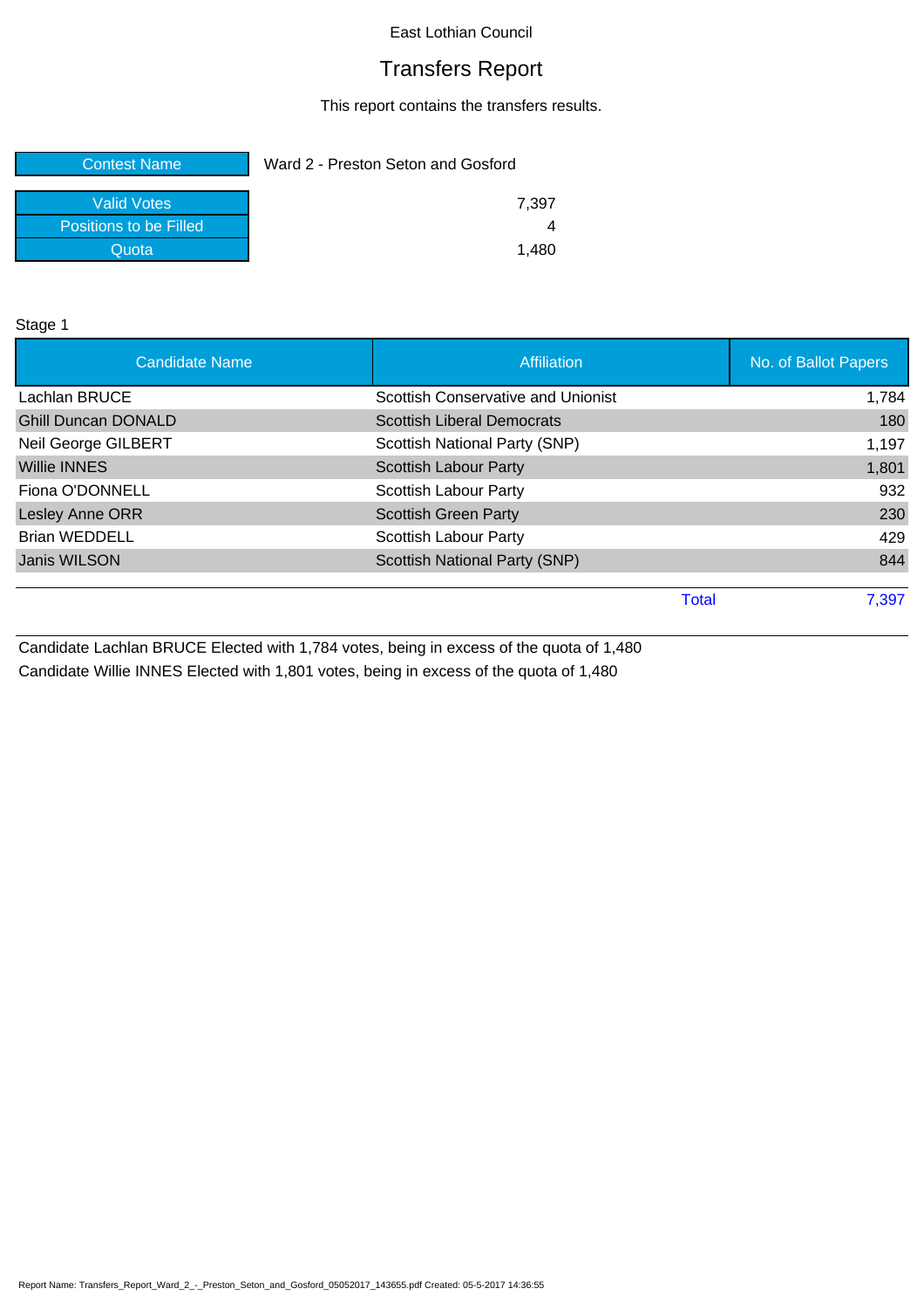East Lothian Council

# Transfers Report

This report contains the transfers results.

| Contest Name | Ward 2 - Preston Seton and Gosford |
|---|---|

| Valid Votes | 7,397 |
|---|---|
| Positions to be Filled | 4 |
| Quota | 1,480 |

Stage 1

| Candidate Name | Affiliation | No. of Ballot Papers |
|---|---|---|
| Lachlan BRUCE | Scottish Conservative and Unionist | 1,784 |
| Ghill Duncan DONALD | Scottish Liberal Democrats | 180 |
| Neil George GILBERT | Scottish National Party (SNP) | 1,197 |
| Willie INNES | Scottish Labour Party | 1,801 |
| Fiona O'DONNELL | Scottish Labour Party | 932 |
| Lesley Anne ORR | Scottish Green Party | 230 |
| Brian WEDDELL | Scottish Labour Party | 429 |
| Janis WILSON | Scottish National Party (SNP) | 844 |
| | Total | 7,397 |

Candidate Lachlan BRUCE Elected with 1,784 votes, being in excess of the quota of 1,480

Candidate Willie INNES Elected with 1,801 votes, being in excess of the quota of 1,480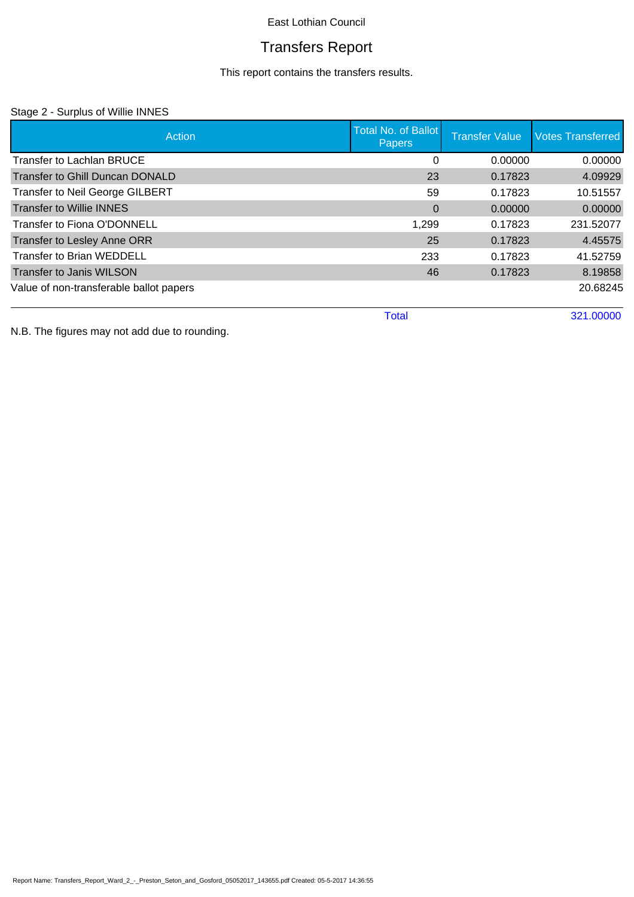East Lothian Council

# Transfers Report

This report contains the transfers results.

Stage 2 - Surplus of Willie INNES

| Action | Total No. of Ballot Papers | Transfer Value | Votes Transferred |
|---|---|---|---|
| Transfer to Lachlan BRUCE | 0 | 0.00000 | 0.00000 |
| Transfer to Ghill Duncan DONALD | 23 | 0.17823 | 4.09929 |
| Transfer to Neil George GILBERT | 59 | 0.17823 | 10.51557 |
| Transfer to Willie INNES | 0 | 0.00000 | 0.00000 |
| Transfer to Fiona O'DONNELL | 1,299 | 0.17823 | 231.52077 |
| Transfer to Lesley Anne ORR | 25 | 0.17823 | 4.45575 |
| Transfer to Brian WEDDELL | 233 | 0.17823 | 41.52759 |
| Transfer to Janis WILSON | 46 | 0.17823 | 8.19858 |
| Value of non-transferable ballot papers | | | 20.68245 |
| | Total | | 321.00000 |

N.B. The figures may not add due to rounding.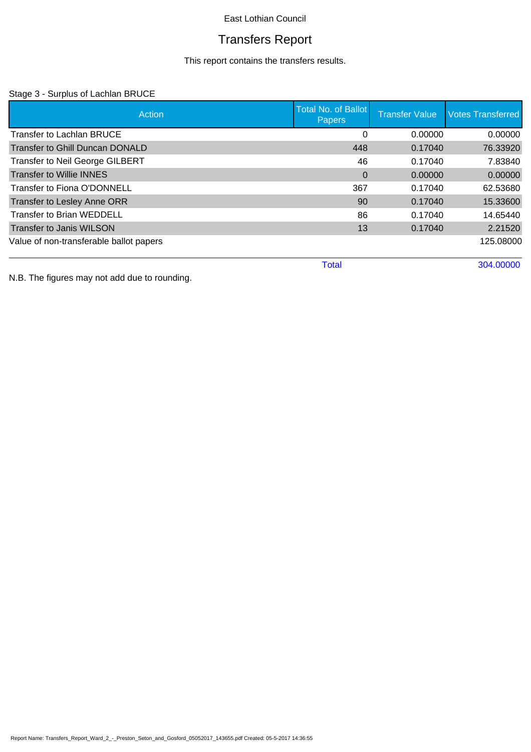East Lothian Council

# Transfers Report

This report contains the transfers results.

Stage 3 - Surplus of Lachlan BRUCE

| Action | Total No. of Ballot Papers | Transfer Value | Votes Transferred |
|---|---|---|---|
| Transfer to Lachlan BRUCE | 0 | 0.00000 | 0.00000 |
| Transfer to Ghill Duncan DONALD | 448 | 0.17040 | 76.33920 |
| Transfer to Neil George GILBERT | 46 | 0.17040 | 7.83840 |
| Transfer to Willie INNES | 0 | 0.00000 | 0.00000 |
| Transfer to Fiona O'DONNELL | 367 | 0.17040 | 62.53680 |
| Transfer to Lesley Anne ORR | 90 | 0.17040 | 15.33600 |
| Transfer to Brian WEDDELL | 86 | 0.17040 | 14.65440 |
| Transfer to Janis WILSON | 13 | 0.17040 | 2.21520 |
| Value of non-transferable ballot papers | | | 125.08000 |
| | Total | | 304.00000 |

N.B. The figures may not add due to rounding.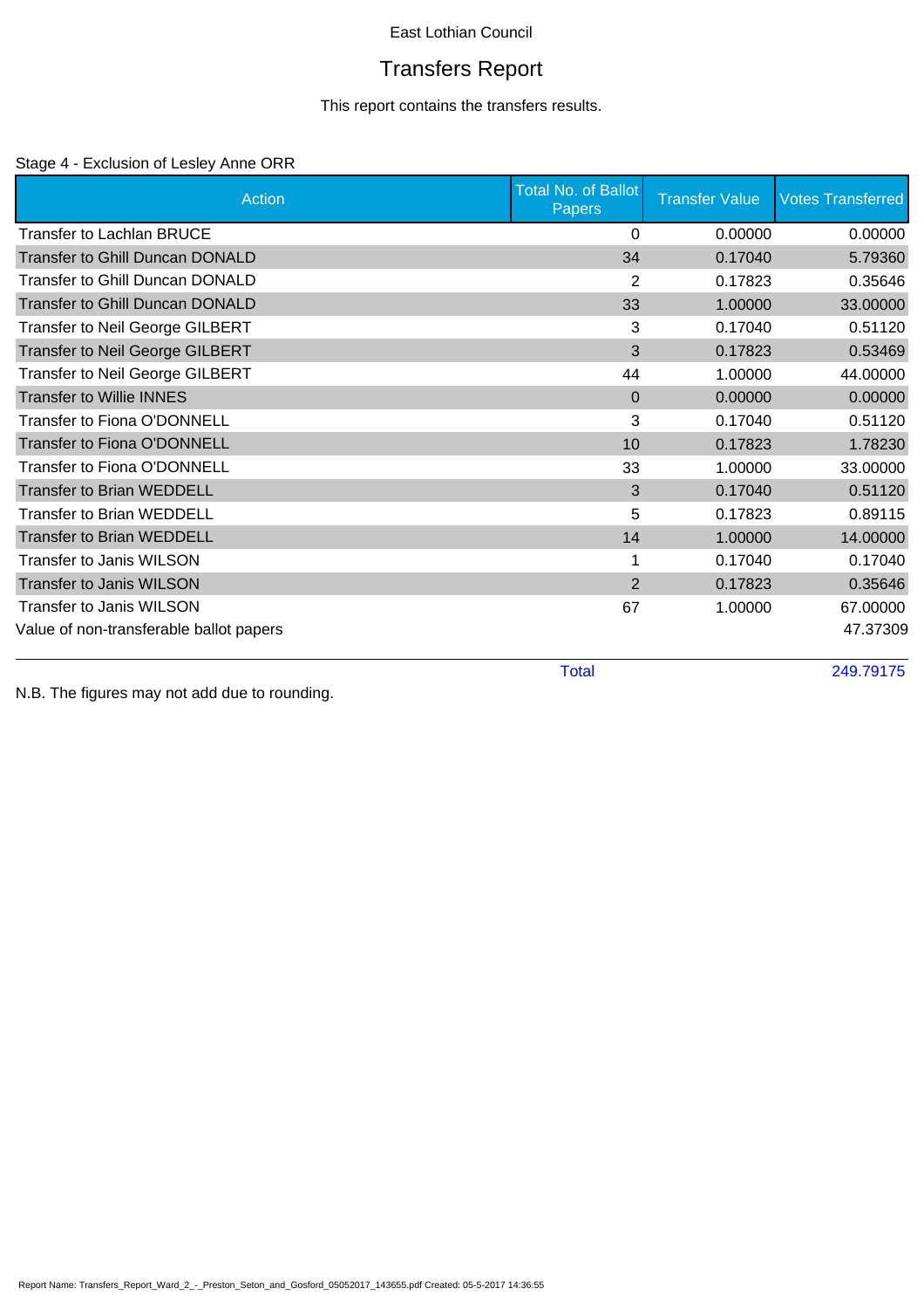East Lothian Council

# Transfers Report

This report contains the transfers results.

## Stage 4 - Exclusion of Lesley Anne ORR

| Action | Total No. of Ballot Papers | Transfer Value | Votes Transferred |
|---|---|---|---|
| Transfer to Lachlan BRUCE | 0 | 0.00000 | 0.00000 |
| Transfer to Ghill Duncan DONALD | 34 | 0.17040 | 5.79360 |
| Transfer to Ghill Duncan DONALD | 2 | 0.17823 | 0.35646 |
| Transfer to Ghill Duncan DONALD | 33 | 1.00000 | 33.00000 |
| Transfer to Neil George GILBERT | 3 | 0.17040 | 0.51120 |
| Transfer to Neil George GILBERT | 3 | 0.17823 | 0.53469 |
| Transfer to Neil George GILBERT | 44 | 1.00000 | 44.00000 |
| Transfer to Willie INNES | 0 | 0.00000 | 0.00000 |
| Transfer to Fiona O'DONNELL | 3 | 0.17040 | 0.51120 |
| Transfer to Fiona O'DONNELL | 10 | 0.17823 | 1.78230 |
| Transfer to Fiona O'DONNELL | 33 | 1.00000 | 33.00000 |
| Transfer to Brian WEDDELL | 3 | 0.17040 | 0.51120 |
| Transfer to Brian WEDDELL | 5 | 0.17823 | 0.89115 |
| Transfer to Brian WEDDELL | 14 | 1.00000 | 14.00000 |
| Transfer to Janis WILSON | 1 | 0.17040 | 0.17040 |
| Transfer to Janis WILSON | 2 | 0.17823 | 0.35646 |
| Transfer to Janis WILSON | 67 | 1.00000 | 67.00000 |
| Value of non-transferable ballot papers | | | 47.37309 |
| | Total | | 249.79175 |

N.B. The figures may not add due to rounding.

Report Name: Transfers_Report_Ward_2_-_Preston_Seton_and_Gosford_05052017_143655.pdf Created: 05-5-2017 14:36:55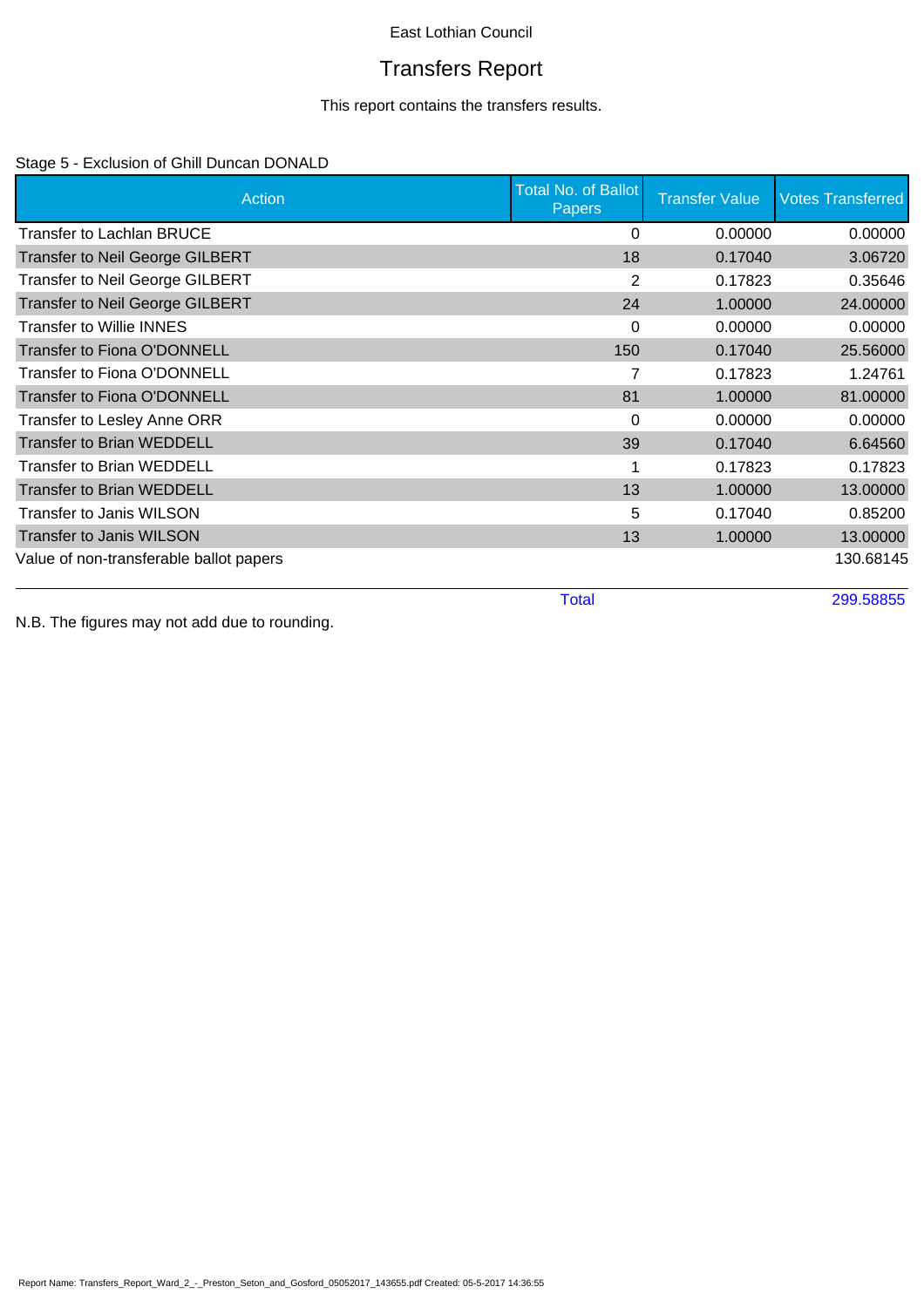East Lothian Council

# Transfers Report

This report contains the transfers results.

## Stage 5 - Exclusion of Ghill Duncan DONALD

| Action | Total No. of Ballot Papers | Transfer Value | Votes Transferred |
|---|---|---|---|
| Transfer to Lachlan BRUCE | 0 | 0.00000 | 0.00000 |
| Transfer to Neil George GILBERT | 18 | 0.17040 | 3.06720 |
| Transfer to Neil George GILBERT | 2 | 0.17823 | 0.35646 |
| Transfer to Neil George GILBERT | 24 | 1.00000 | 24.00000 |
| Transfer to Willie INNES | 0 | 0.00000 | 0.00000 |
| Transfer to Fiona O'DONNELL | 150 | 0.17040 | 25.56000 |
| Transfer to Fiona O'DONNELL | 7 | 0.17823 | 1.24761 |
| Transfer to Fiona O'DONNELL | 81 | 1.00000 | 81.00000 |
| Transfer to Lesley Anne ORR | 0 | 0.00000 | 0.00000 |
| Transfer to Brian WEDDELL | 39 | 0.17040 | 6.64560 |
| Transfer to Brian WEDDELL | 1 | 0.17823 | 0.17823 |
| Transfer to Brian WEDDELL | 13 | 1.00000 | 13.00000 |
| Transfer to Janis WILSON | 5 | 0.17040 | 0.85200 |
| Transfer to Janis WILSON | 13 | 1.00000 | 13.00000 |
| Value of non-transferable ballot papers | | | 130.68145 |
| | Total | | 299.58855 |

N.B. The figures may not add due to rounding.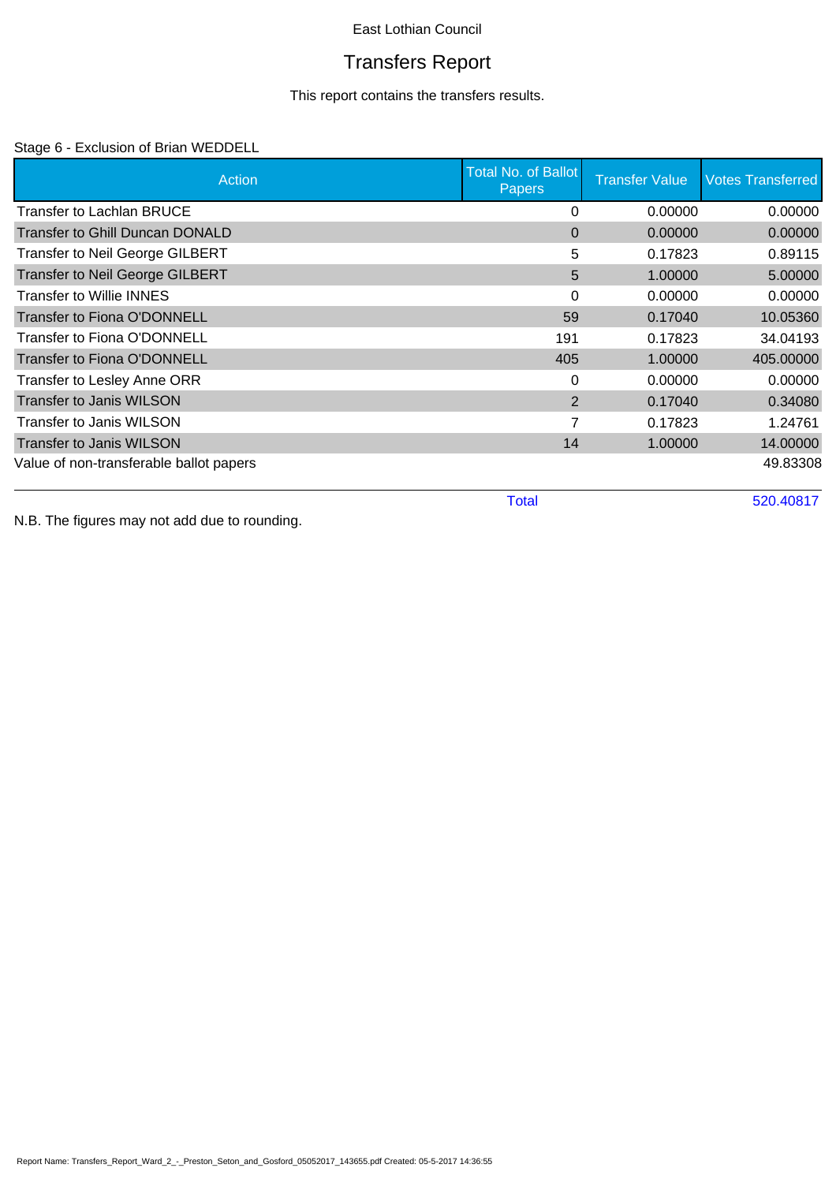East Lothian Council

# Transfers Report

This report contains the transfers results.

Stage 6 - Exclusion of Brian WEDDELL

| Action | Total No. of Ballot Papers | Transfer Value | Votes Transferred |
|---|---|---|---|
| Transfer to Lachlan BRUCE | 0 | 0.00000 | 0.00000 |
| Transfer to Ghill Duncan DONALD | 0 | 0.00000 | 0.00000 |
| Transfer to Neil George GILBERT | 5 | 0.17823 | 0.89115 |
| Transfer to Neil George GILBERT | 5 | 1.00000 | 5.00000 |
| Transfer to Willie INNES | 0 | 0.00000 | 0.00000 |
| Transfer to Fiona O'DONNELL | 59 | 0.17040 | 10.05360 |
| Transfer to Fiona O'DONNELL | 191 | 0.17823 | 34.04193 |
| Transfer to Fiona O'DONNELL | 405 | 1.00000 | 405.00000 |
| Transfer to Lesley Anne ORR | 0 | 0.00000 | 0.00000 |
| Transfer to Janis WILSON | 2 | 0.17040 | 0.34080 |
| Transfer to Janis WILSON | 7 | 0.17823 | 1.24761 |
| Transfer to Janis WILSON | 14 | 1.00000 | 14.00000 |
| Value of non-transferable ballot papers | | | 49.83308 |
| | Total | | 520.40817 |

N.B. The figures may not add due to rounding.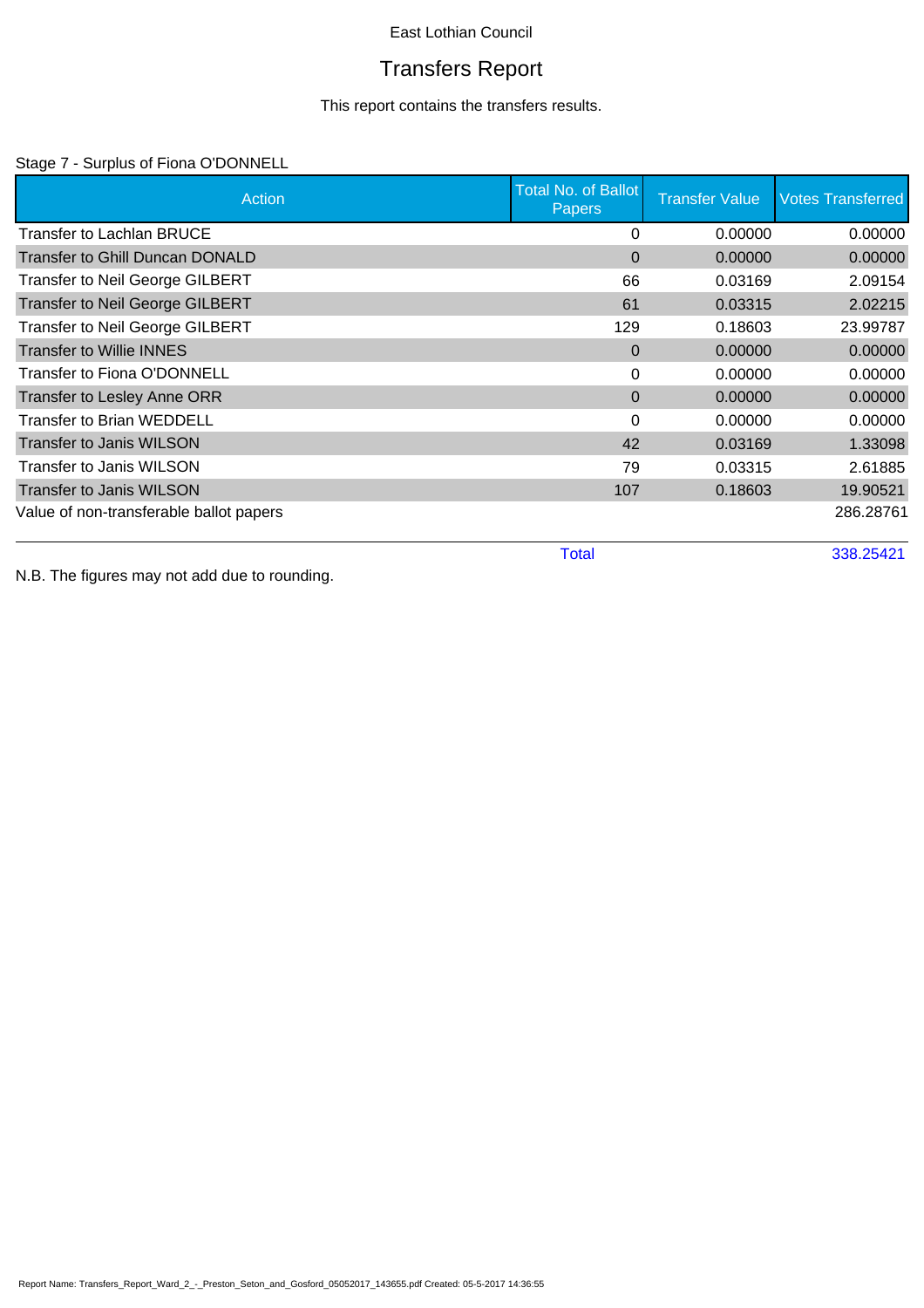East Lothian Council

# Transfers Report

This report contains the transfers results.

Stage 7 - Surplus of Fiona O'DONNELL

| Action | Total No. of Ballot Papers | Transfer Value | Votes Transferred |
|---|---|---|---|
| Transfer to Lachlan BRUCE | 0 | 0.00000 | 0.00000 |
| Transfer to Ghill Duncan DONALD | 0 | 0.00000 | 0.00000 |
| Transfer to Neil George GILBERT | 66 | 0.03169 | 2.09154 |
| Transfer to Neil George GILBERT | 61 | 0.03315 | 2.02215 |
| Transfer to Neil George GILBERT | 129 | 0.18603 | 23.99787 |
| Transfer to Willie INNES | 0 | 0.00000 | 0.00000 |
| Transfer to Fiona O'DONNELL | 0 | 0.00000 | 0.00000 |
| Transfer to Lesley Anne ORR | 0 | 0.00000 | 0.00000 |
| Transfer to Brian WEDDELL | 0 | 0.00000 | 0.00000 |
| Transfer to Janis WILSON | 42 | 0.03169 | 1.33098 |
| Transfer to Janis WILSON | 79 | 0.03315 | 2.61885 |
| Transfer to Janis WILSON | 107 | 0.18603 | 19.90521 |
| Value of non-transferable ballot papers | | | 286.28761 |
| | Total | | 338.25421 |

N.B. The figures may not add due to rounding.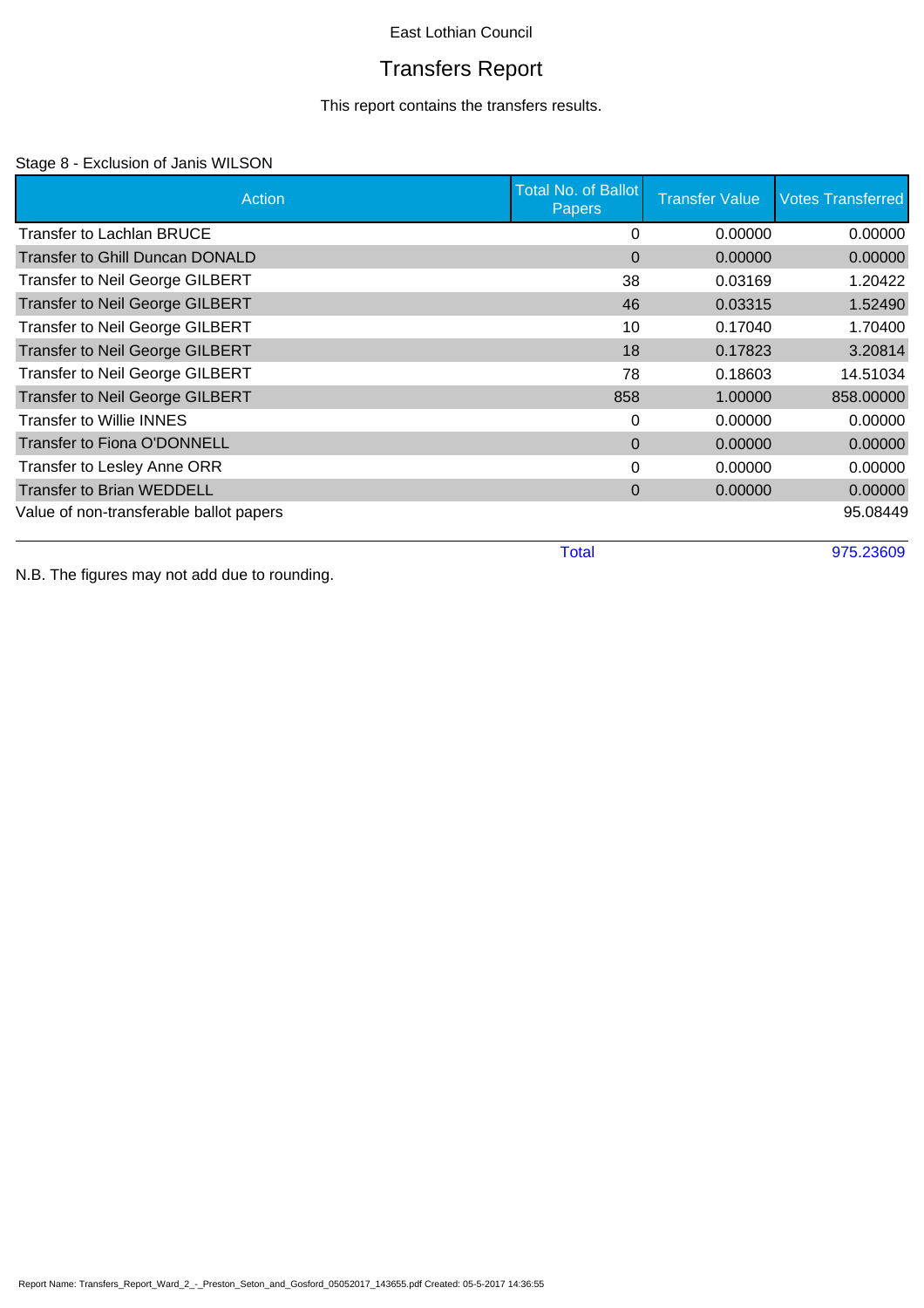East Lothian Council

# Transfers Report

This report contains the transfers results.

Stage 8 - Exclusion of Janis WILSON

| Action | Total No. of Ballot Papers | Transfer Value | Votes Transferred |
|---|---|---|---|
| Transfer to Lachlan BRUCE | 0 | 0.00000 | 0.00000 |
| Transfer to Ghill Duncan DONALD | 0 | 0.00000 | 0.00000 |
| Transfer to Neil George GILBERT | 38 | 0.03169 | 1.20422 |
| Transfer to Neil George GILBERT | 46 | 0.03315 | 1.52490 |
| Transfer to Neil George GILBERT | 10 | 0.17040 | 1.70400 |
| Transfer to Neil George GILBERT | 18 | 0.17823 | 3.20814 |
| Transfer to Neil George GILBERT | 78 | 0.18603 | 14.51034 |
| Transfer to Neil George GILBERT | 858 | 1.00000 | 858.00000 |
| Transfer to Willie INNES | 0 | 0.00000 | 0.00000 |
| Transfer to Fiona O'DONNELL | 0 | 0.00000 | 0.00000 |
| Transfer to Lesley Anne ORR | 0 | 0.00000 | 0.00000 |
| Transfer to Brian WEDDELL | 0 | 0.00000 | 0.00000 |
| Value of non-transferable ballot papers | | | 95.08449 |
| | Total | | 975.23609 |

N.B. The figures may not add due to rounding.